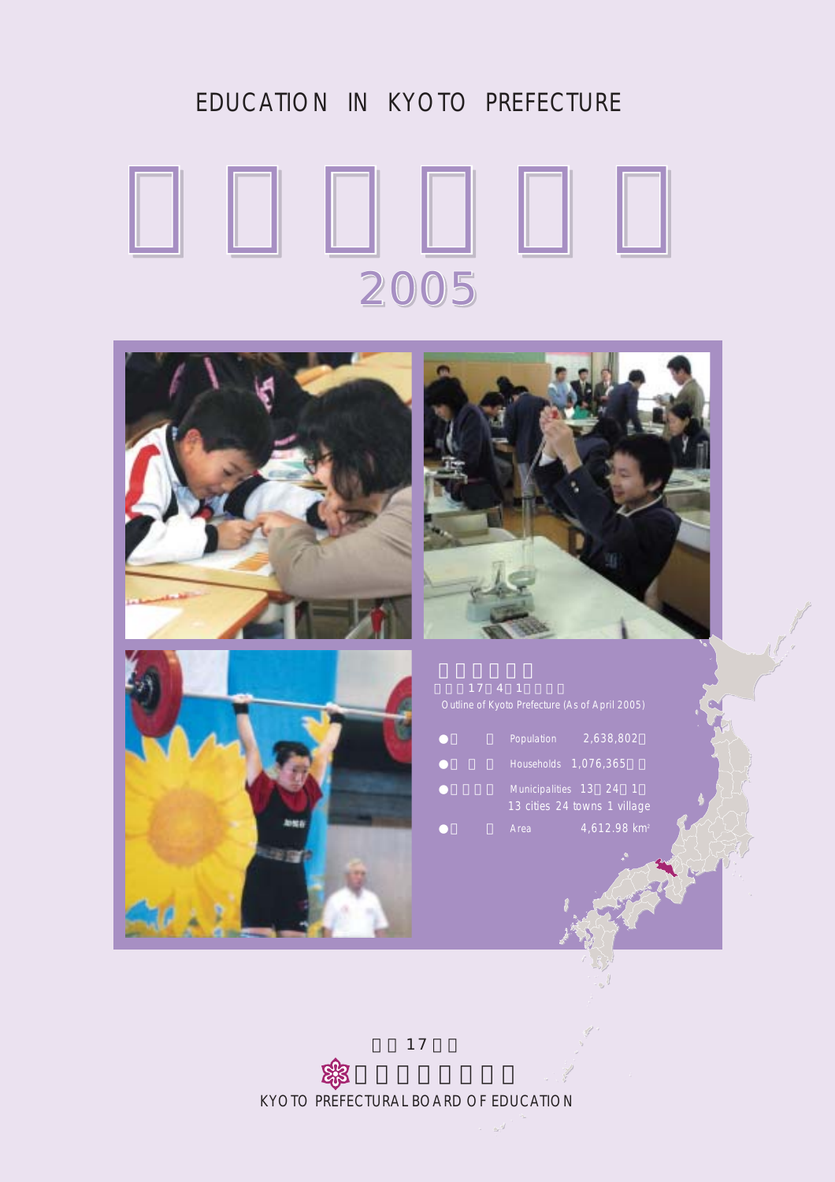# EDUCATION IN KYOTO PREFECTURE

## 2005

**Outline of Kyoto Prefecture (As of April 2005)**

| | |
|---|---|
| Population | 2,638,802 |
| Households | 1,076,365 |
| Municipalities | 13 cities 24 towns 1 village |
| Area | 4,612.98 km² |

KYOTO PREFECTURAL BOARD OF EDUCATION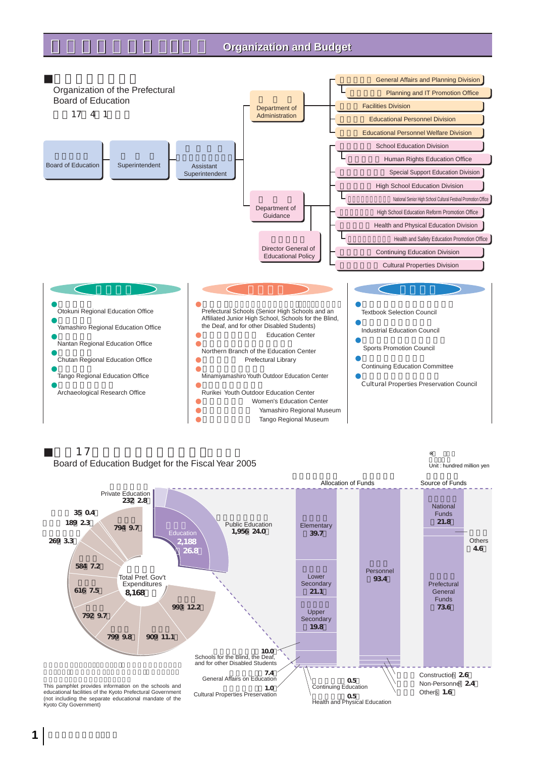# Organization and Budget

## Organization of the Prefectural Board of Education

17 4 1

- Board of Education
- Superintendent
- Assistant Superintendent

**Department of Administration**
- General Affairs and Planning Division
  - Planning and IT Promotion Office
- Facilities Division
- Educational Personnel Division
- Educational Personnel Welfare Division

**Department of Guidance**
- School Education Division
  - Human Rights Education Office
- Special Support Education Division
- High School Education Division
  - National Senior High School Cultural Festival Promotion Office
- High School Education Reform Promotion Office
- Health and Physical Education Division
  - Health and Safety Education Promotion Office
- Continuing Education Division
- Cultural Properties Division

**Director General of Educational Policy**

---

- Otokuni Regional Education Office
- Yamashiro Regional Education Office
- Nantan Regional Education Office
- Chutan Regional Education Office
- Tango Regional Education Office
- Archaeological Research Office

---

- Prefectural Schools (Senior High Schools and an Affiliated Junior High School, Schools for the Blind, the Deaf, and for other Disabled Students)
- Education Center
- Northern Branch of the Education Center
- Prefectural Library
- Minamiyamashiro Youth Outdoor Education Center
- Rurikei Youth Outdoor Education Center
- Women's Education Center
- Yamashiro Regional Museum
- Tango Regional Museum

---

- Textbook Selection Council
- Industrial Education Council
- Sports Promotion Council
- Continuing Education Committee
- Cultural Properties Preservation Council

## 17 Board of Education Budget for the Fiscal Year 2005

※ Unit : hundred million yen

**Total Pref. Gov't Expenditures 8,168**

| Item | Amount | % |
|---|---|---|
| Education | 2,188 | 26.8 |
| Private Education | 232 | 2.8 |
| Public Education | 1,956 | 24.0 |
| | 993 | 12.2 |
| | 909 | 11.1 |
| | 799 | 9.8 |
| | 792 | 9.7 |
| | 616 | 7.5 |
| | 584 | 7.2 |
| | 269 | 3.3 |
| | 189 | 2.3 |
| | 35 | 0.4 |
| | 794 | 9.7 |

**Allocation of Funds**

| Item | % |
|---|---|
| Elementary | 39.7 |
| Lower Secondary | 21.1 |
| Upper Secondary | 19.8 |
| Schools for the Blind, the Deaf, and for other Disabled Students | 10.0 |
| General Affairs on Education | 7.4 |
| Cultural Properties Preservation | 1.0 |
| Continuing Education | 0.5 |
| Health and Physical Education | 0.5 |

| Item | % |
|---|---|
| Personnel | 93.4 |
| Construction | 2.6 |
| Non-Personnel | 2.4 |
| Others | 1.6 |

**Source of Funds**

| Item | % |
|---|---|
| National Funds | 21.8 |
| Others | 4.6 |
| Prefectural General Funds | 73.6 |

This pamphlet provides information on the schools and educational facilities of the Kyoto Prefectural Government (not including the separate educational mandate of the Kyoto City Government)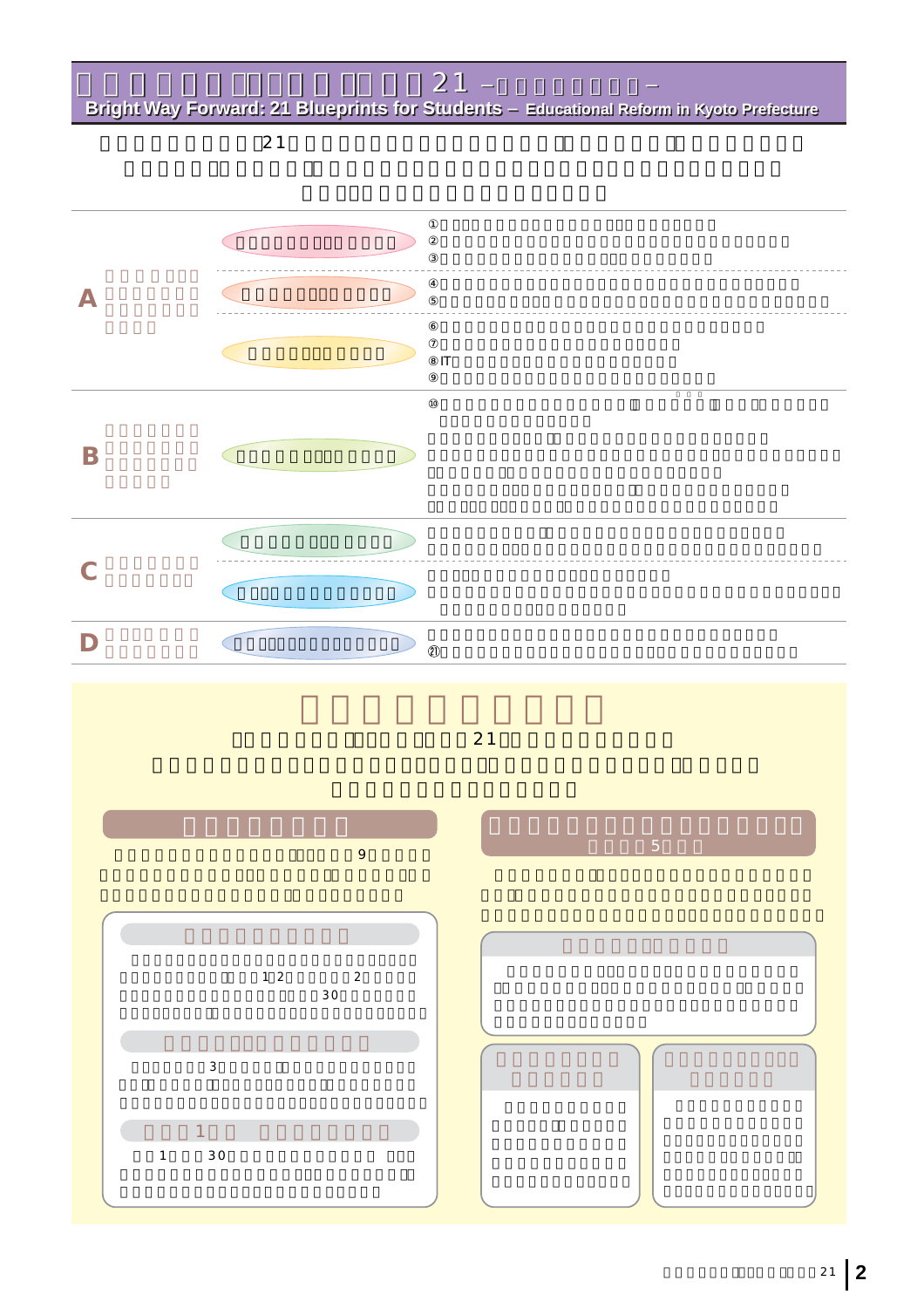# 21 –

**Bright Way Forward: 21 Blueprints for Students – Educational Reform in Kyoto Prefecture**

21

| | | |
|---|---|---|
| A | | ① ② ③ |
| | | ④ ⑤ |
| | | ⑥ ⑦ ⑧IT ⑨ |
| B | | ⑩ |
| C | | |
| | | |
| D | | ㉑ |

21

9

1 2 2

30

3

1

1 30

5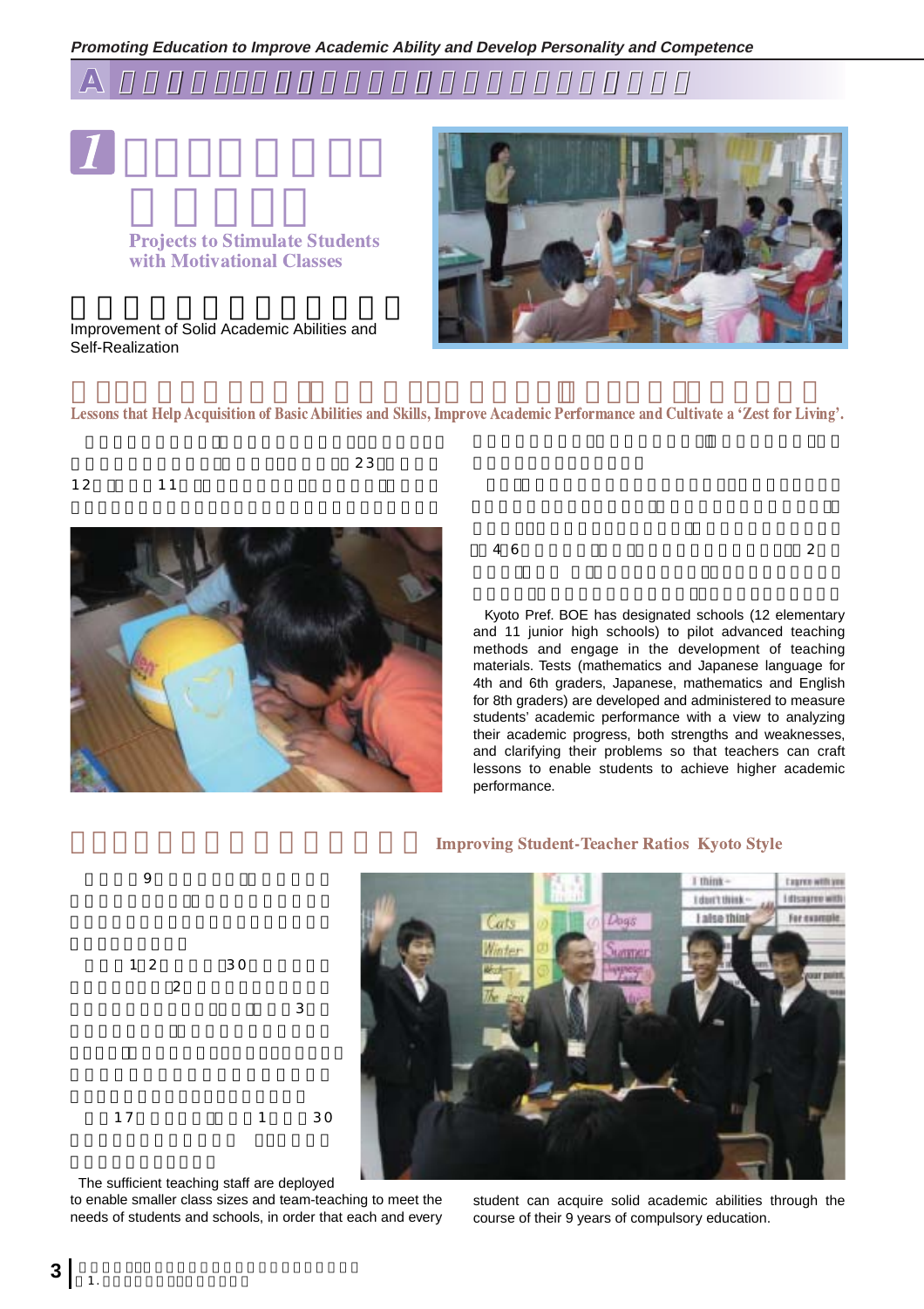# Projects to Stimulate Students with Motivational Classes

Improvement of Solid Academic Abilities and Self-Realization

## Lessons that Help Acquisition of Basic Abilities and Skills, Improve Academic Performance and Cultivate a 'Zest for Living'.

Kyoto Pref. BOE has designated schools (12 elementary and 11 junior high schools) to pilot advanced teaching methods and engage in the development of teaching materials. Tests (mathematics and Japanese language for 4th and 6th graders, Japanese, mathematics and English for 8th graders) are developed and administered to measure students' academic performance with a view to analyzing their academic progress, both strengths and weaknesses, and clarifying their problems so that teachers can craft lessons to enable students to achieve higher academic performance.

## Improving Student-Teacher Ratios Kyoto Style

The sufficient teaching staff are deployed to enable smaller class sizes and team-teaching to meet the needs of students and schools, in order that each and every student can acquire solid academic abilities through the course of their 9 years of compulsory education.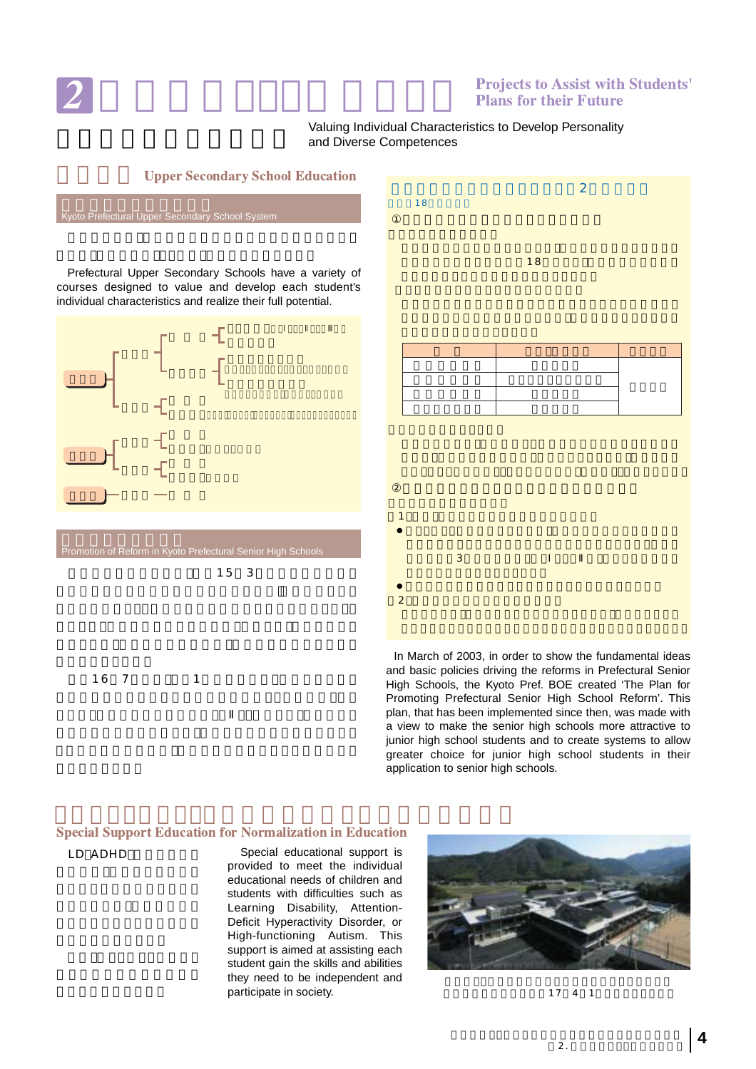# 2 Projects to Assist with Students' Plans for their Future

Valuing Individual Characteristics to Develop Personality and Diverse Competences

## Upper Secondary School Education

### Kyoto Prefectural Upper Secondary School System

Prefectural Upper Secondary Schools have a variety of courses designed to value and develop each student's individual characteristics and realize their full potential.

### Promotion of Reform in Kyoto Prefectural Senior High Schools

15 3

16 7 1

Ⅱ

2

18

①

18

| | | |
|---|---|---|
| | | |
| | | |
| | | |
| | | |

②

1

● 3 Ⅰ Ⅱ

●

2

In March of 2003, in order to show the fundamental ideas and basic policies driving the reforms in Prefectural Senior High Schools, the Kyoto Pref. BOE created 'The Plan for Promoting Prefectural Senior High School Reform'. This plan, that has been implemented since then, was made with a view to make the senior high schools more attractive to junior high school students and to create systems to allow greater choice for junior high school students in their application to senior high schools.

## Special Support Education for Normalization in Education

LD ADHD

Special educational support is provided to meet the individual educational needs of children and students with difficulties such as Learning Disability, Attention-Deficit Hyperactivity Disorder, or High-functioning Autism. This support is aimed at assisting each student gain the skills and abilities they need to be independent and participate in society.

17 4 1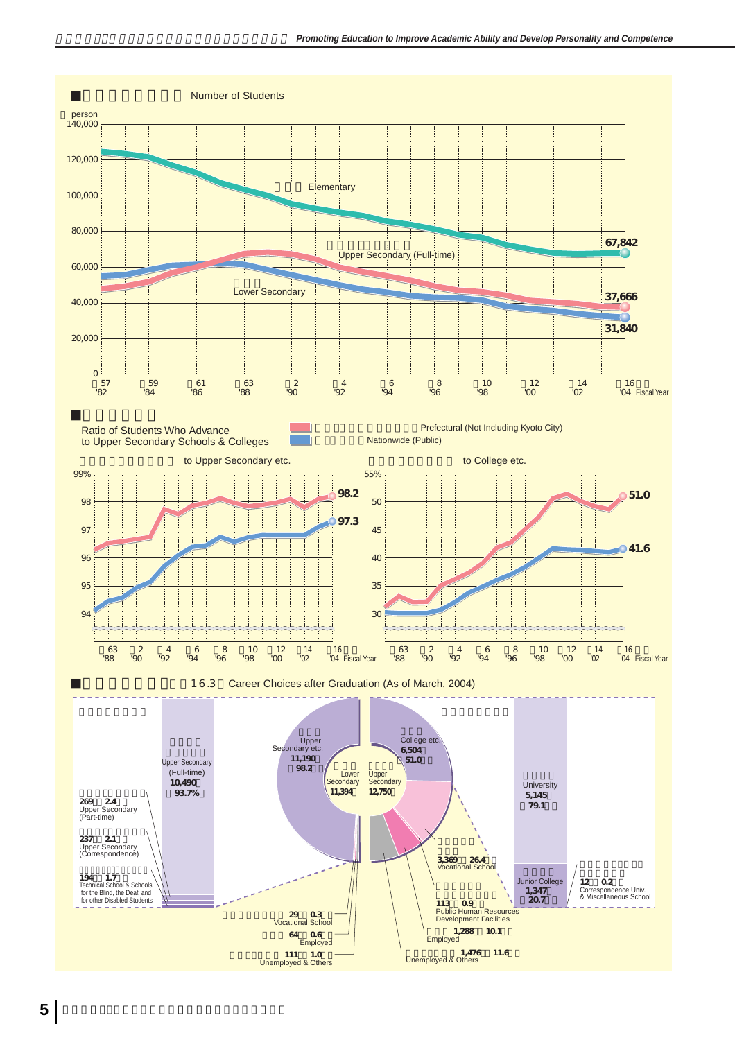## Number of Students

(person)

| Fiscal Year | Elementary | Upper Secondary (Full-time) | Lower Secondary |
|---|---|---|---|
| '04 (16) | 67,842 | 37,666 | 31,840 |

## Ratio of Students Who Advance to Upper Secondary Schools & Colleges

Prefectural (Not Including Kyoto City) / Nationwide (Public)

### to Upper Secondary etc.

| Fiscal Year | Prefectural | Nationwide |
|---|---|---|
| '04 (16) | 98.2 | 97.3 |

### to College etc.

| Fiscal Year | Prefectural | Nationwide |
|---|---|---|
| '04 (16) | 51.0 | 41.6 |

## Career Choices after Graduation (As of March, 2004)

16.3

### Lower Secondary 11,394

- Upper Secondary etc. 11,190 (98.2%)
  - Upper Secondary (Full-time) 10,490 (93.7%)
  - Upper Secondary (Part-time) 269 (2.4%)
  - Upper Secondary (Correspondence) 237 (2.1%)
  - Technical School & Schools for the Blind, the Deaf, and for other Disabled Students 194 (1.7%)
- Vocational School 29 (0.3%)
- Employed 64 (0.6%)
- Unemployed & Others 111 (1.0%)

### Upper Secondary 12,750

- College etc. 6,504 (51.0%)
  - University 5,145 (79.1%)
  - Junior College 1,347 (20.7%)
  - Correspondence Univ. & Miscellaneous School 12 (0.2%)
- Vocational School 3,369 (26.4%)
- Public Human Resources Development Facilities 113 (0.9%)
- Employed 1,288 (10.1%)
- Unemployed & Others 1,476 (11.6%)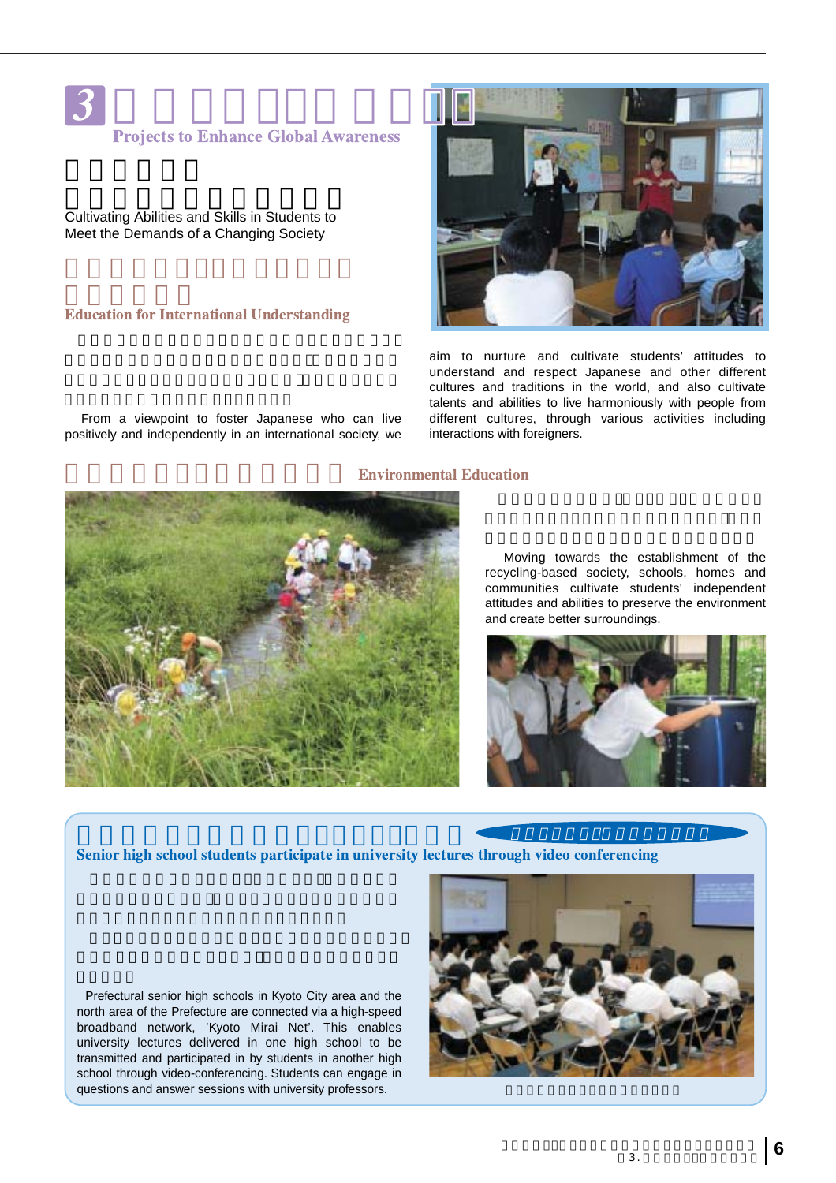# 3 Projects to Enhance Global Awareness

## Cultivating Abilities and Skills in Students to Meet the Demands of a Changing Society

### Education for International Understanding

From a viewpoint to foster Japanese who can live positively and independently in an international society, we aim to nurture and cultivate students' attitudes to understand and respect Japanese and other different cultures and traditions in the world, and also cultivate talents and abilities to live harmoniously with people from different cultures, through various activities including interactions with foreigners.

### Environmental Education

Moving towards the establishment of the recycling-based society, schools, homes and communities cultivate students' independent attitudes and abilities to preserve the environment and create better surroundings.

### Senior high school students participate in university lectures through video conferencing

Prefectural senior high schools in Kyoto City area and the north area of the Prefecture are connected via a high-speed broadband network, 'Kyoto Mirai Net'. This enables university lectures delivered in one high school to be transmitted and participated in by students in another high school through video-conferencing. Students can engage in questions and answer sessions with university professors.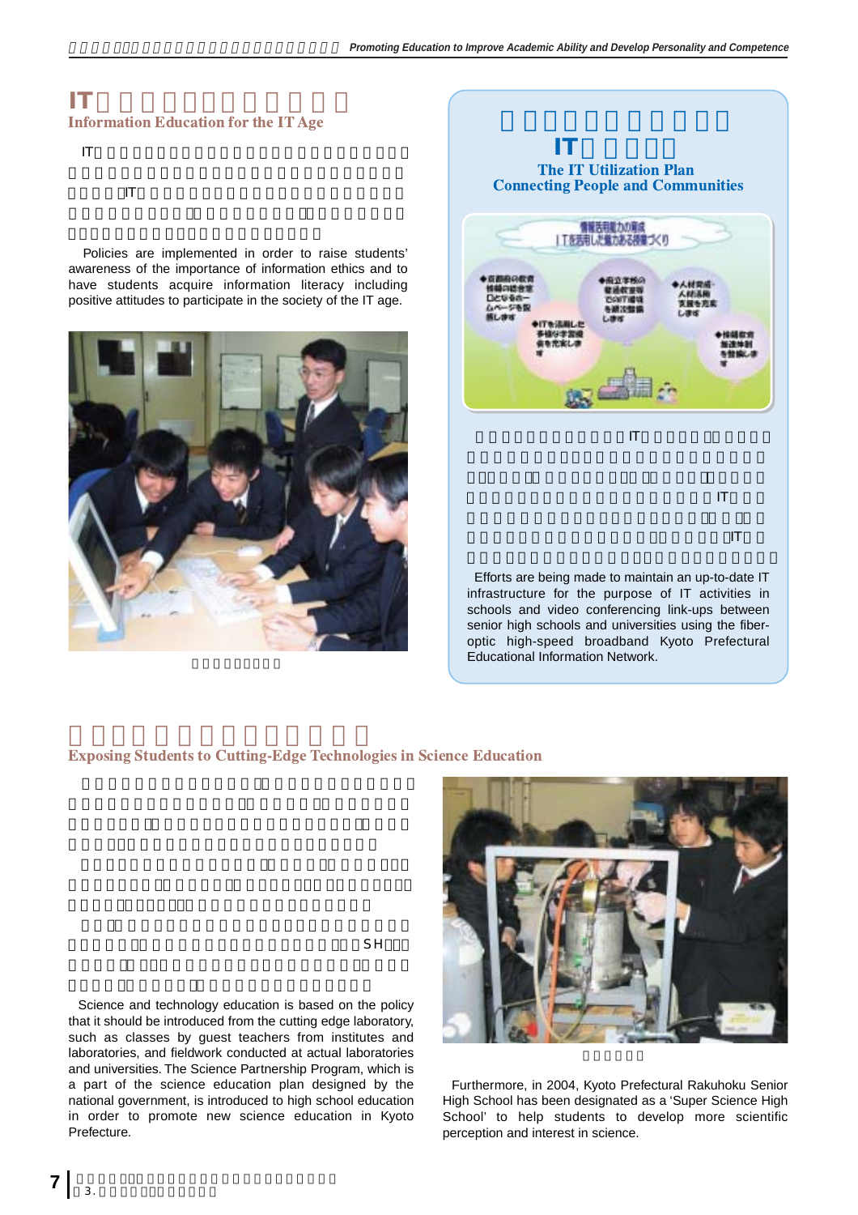## IT

### Information Education for the IT Age

IT

IT

Policies are implemented in order to raise students' awareness of the importance of information ethics and to have students acquire information literacy including positive attitudes to participate in the society of the IT age.

## IT

### The IT Utilization Plan Connecting People and Communities

IT

IT

IT

Efforts are being made to maintain an up-to-date IT infrastructure for the purpose of IT activities in schools and video conferencing link-ups between senior high schools and universities using the fiber-optic high-speed broadband Kyoto Prefectural Educational Information Network.

### Exposing Students to Cutting-Edge Technologies in Science Education

SH

Science and technology education is based on the policy that it should be introduced from the cutting edge laboratory, such as classes by guest teachers from institutes and laboratories, and fieldwork conducted at actual laboratories and universities. The Science Partnership Program, which is a part of the science education plan designed by the national government, is introduced to high school education in order to promote new science education in Kyoto Prefecture.

Furthermore, in 2004, Kyoto Prefectural Rakuhoku Senior High School has been designated as a 'Super Science High School' to help students to develop more scientific perception and interest in science.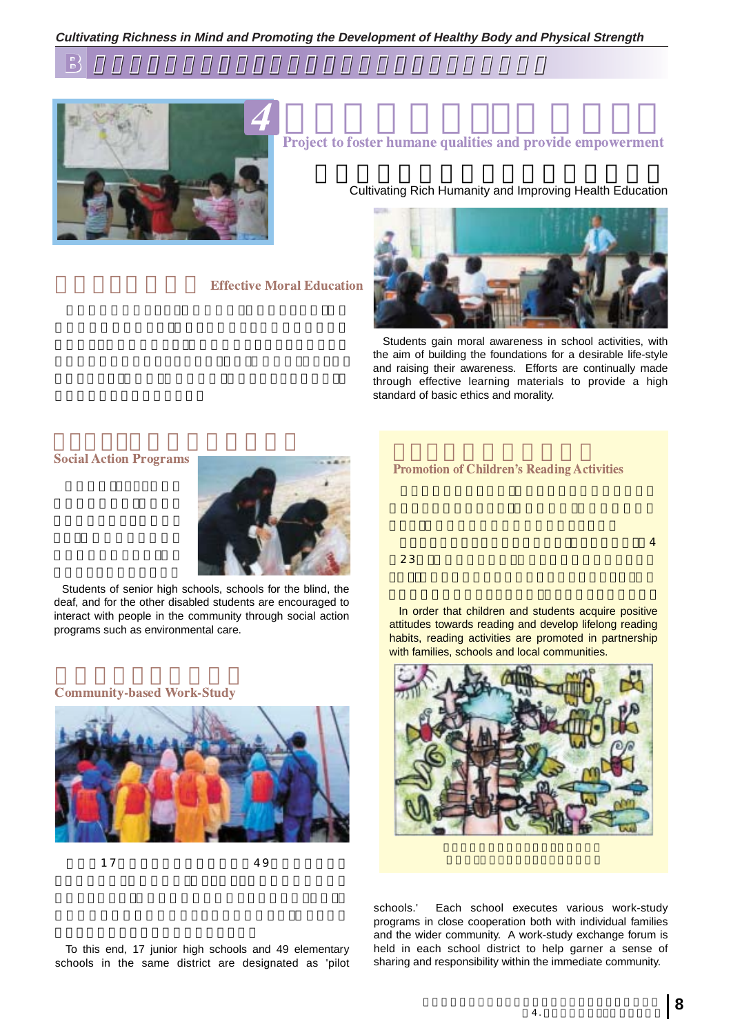*Cultivating Richness in Mind and Promoting the Development of Healthy Body and Physical Strength*

# 4 Project to foster humane qualities and provide empowerment

Cultivating Rich Humanity and Improving Health Education

## Effective Moral Education

Students gain moral awareness in school activities, with the aim of building the foundations for a desirable life-style and raising their awareness. Efforts are continually made through effective learning materials to provide a high standard of basic ethics and morality.

## Social Action Programs

Students of senior high schools, schools for the blind, the deaf, and for the other disabled students are encouraged to interact with people in the community through social action programs such as environmental care.

## Community-based Work-Study

17　　49

To this end, 17 junior high schools and 49 elementary schools in the same district are designated as 'pilot schools.' Each school executes various work-study programs in close cooperation both with individual families and the wider community. A work-study exchange forum is held in each school district to help garner a sense of sharing and responsibility within the immediate community.

## Promotion of Children's Reading Activities

4
23

In order that children and students acquire positive attitudes towards reading and develop lifelong reading habits, reading activities are promoted in partnership with families, schools and local communities.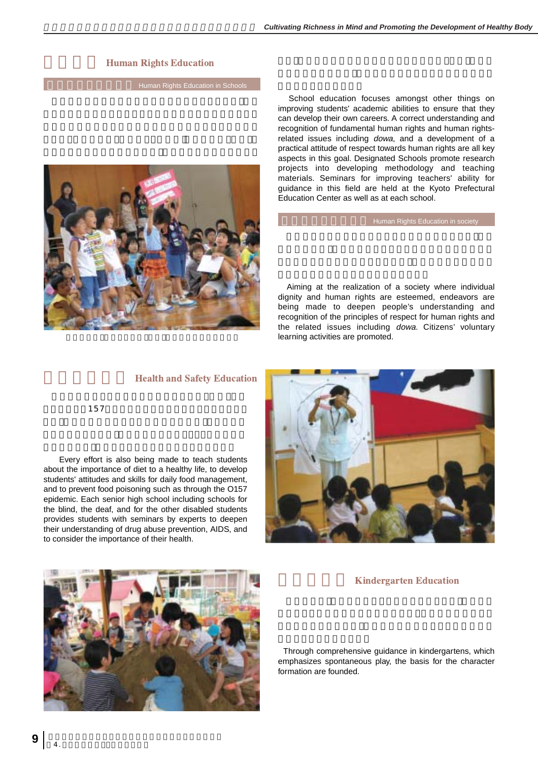## Human Rights Education

### Human Rights Education in Schools

School education focuses amongst other things on improving students' academic abilities to ensure that they can develop their own careers. A correct understanding and recognition of fundamental human rights and human rights-related issues including *dowa*, and a development of a practical attitude of respect towards human rights are all key aspects in this goal. Designated Schools promote research projects into developing methodology and teaching materials. Seminars for improving teachers' ability for guidance in this field are held at the Kyoto Prefectural Education Center as well as at each school.

### Human Rights Education in society

Aiming at the realization of a society where individual dignity and human rights are esteemed, endeavors are being made to deepen people's understanding and recognition of the principles of respect for human rights and the related issues including *dowa*. Citizens' voluntary learning activities are promoted.

## Health and Safety Education

Every effort is also being made to teach students about the importance of diet to a healthy life, to develop students' attitudes and skills for daily food management, and to prevent food poisoning such as through the O157 epidemic. Each senior high school including schools for the blind, the deaf, and for the other disabled students provides students with seminars by experts to deepen their understanding of drug abuse prevention, AIDS, and to consider the importance of their health.

## Kindergarten Education

Through comprehensive guidance in kindergartens, which emphasizes spontaneous play, the basis for the character formation are founded.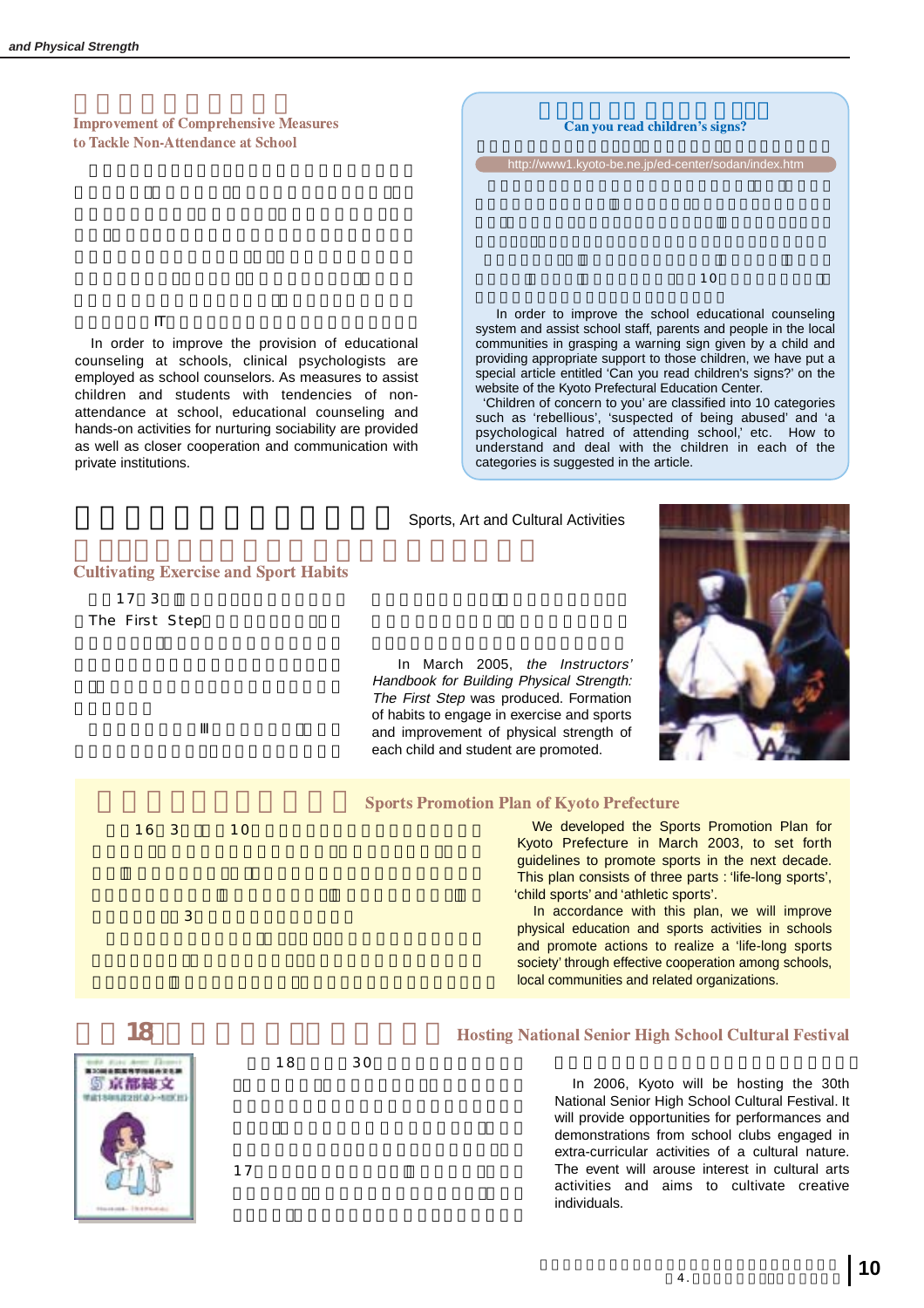## Improvement of Comprehensive Measures to Tackle Non-Attendance at School

In order to improve the provision of educational counseling at schools, clinical psychologists are employed as school counselors. As measures to assist children and students with tendencies of non-attendance at school, educational counseling and hands-on activities for nurturing sociability are provided as well as closer cooperation and communication with private institutions.

## Can you read children's signs?

http://www1.kyoto-be.ne.jp/ed-center/sodan/index.htm

In order to improve the school educational counseling system and assist school staff, parents and people in the local communities in grasping a warning sign given by a child and providing appropriate support to those children, we have put a special article entitled 'Can you read children's signs?' on the website of the Kyoto Prefectural Education Center.

'Children of concern to you' are classified into 10 categories such as 'rebellious', 'suspected of being abused' and 'a psychological hatred of attending school,' etc. How to understand and deal with the children in each of the categories is suggested in the article.

# Sports, Art and Cultural Activities

## Cultivating Exercise and Sport Habits

In March 2005, *the Instructors' Handbook for Building Physical Strength: The First Step* was produced. Formation of habits to engage in exercise and sports and improvement of physical strength of each child and student are promoted.

## Sports Promotion Plan of Kyoto Prefecture

We developed the Sports Promotion Plan for Kyoto Prefecture in March 2003, to set forth guidelines to promote sports in the next decade. This plan consists of three parts : 'life-long sports', 'child sports' and 'athletic sports'.

In accordance with this plan, we will improve physical education and sports activities in schools and promote actions to realize a 'life-long sports society' through effective cooperation among schools, local communities and related organizations.

## Hosting National Senior High School Cultural Festival

In 2006, Kyoto will be hosting the 30th National Senior High School Cultural Festival. It will provide opportunities for performances and demonstrations from school clubs engaged in extra-curricular activities of a cultural nature. The event will arouse interest in cultural arts activities and aims to cultivate creative individuals.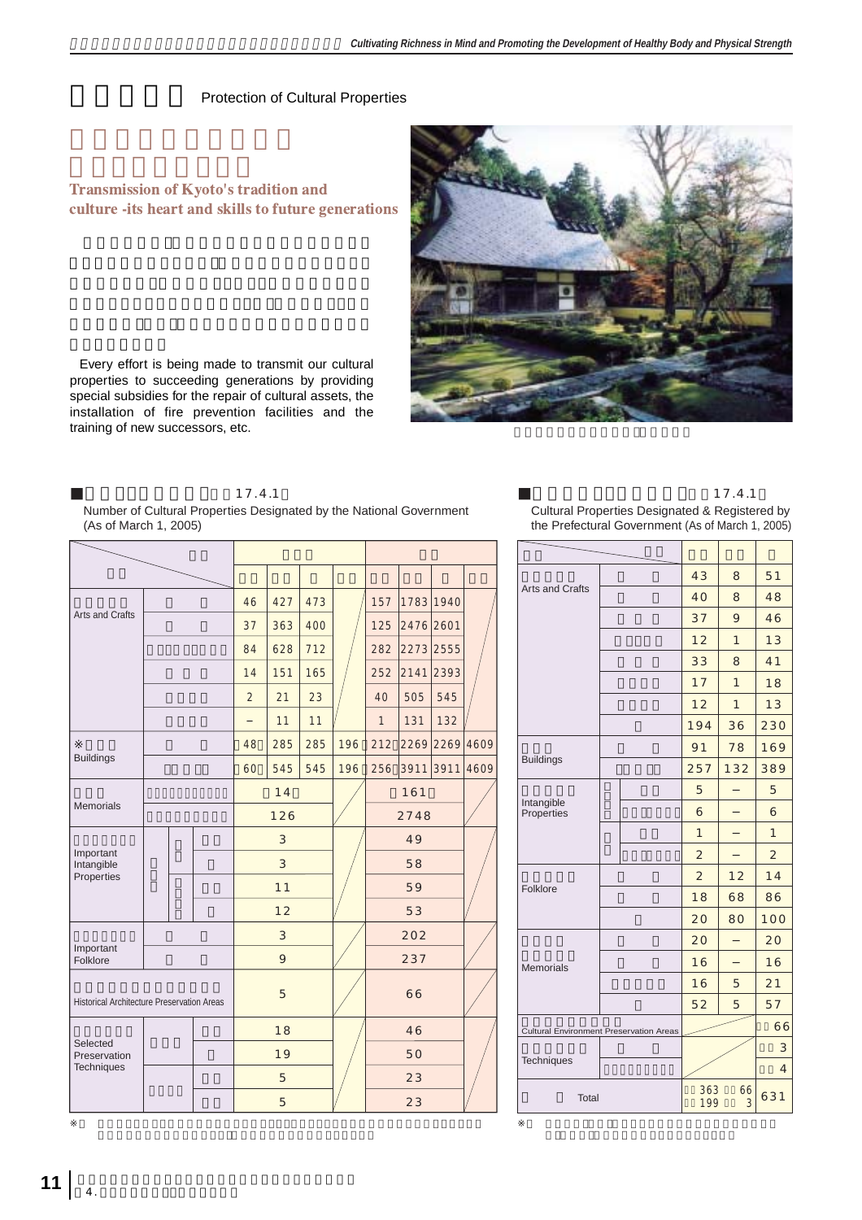Protection of Cultural Properties

**Transmission of Kyoto's tradition and culture -its heart and skills to future generations**

Every effort is being made to transmit our cultural properties to succeeding generations by providing special subsidies for the repair of cultural assets, the installation of fire prevention facilities and the training of new successors, etc.

■ 17.4.1

Number of Cultural Properties Designated by the National Government (As of March 1, 2005)

| | | | | | | | | | |
|---|---|---|---|---|---|---|---|---|---|
| Arts and Crafts | | 46 | 427 | 473 | | 157 | 1783 | 1940 | |
| | | 37 | 363 | 400 | | 125 | 2476 | 2601 | |
| | | 84 | 628 | 712 | | 282 | 2273 | 2555 | |
| | | 14 | 151 | 165 | | 252 | 2141 | 2393 | |
| | | 2 | 21 | 23 | | 40 | 505 | 545 | |
| | | – | 11 | 11 | | 1 | 131 | 132 | |
| ※ Buildings | | 48 | 285 | 285 | 196 | 212 | 2269 | 2269 | 4609 |
| | | 60 | 545 | 545 | 196 | 256 | 3911 | 3911 | 4609 |
| Memorials | | 14 | | | | 161 | | | |
| | | 126 | | | | 2748 | | | |
| Important Intangible Properties | | 3 | | | | 49 | | | |
| | | 3 | | | | 58 | | | |
| | | 11 | | | | 59 | | | |
| | | 12 | | | | 53 | | | |
| Important Folklore | | 3 | | | | 202 | | | |
| | | 9 | | | | 237 | | | |
| Historical Architecture Preservation Areas | | 5 | | | | 66 | | | |
| Selected Preservation Techniques | | 18 | | | | 46 | | | |
| | | 19 | | | | 50 | | | |
| | | 5 | | | | 23 | | | |
| | | 5 | | | | 23 | | | |

※

■ 17.4.1

Cultural Properties Designated & Registered by the Prefectural Government (As of March 1, 2005)

| | | | | |
|---|---|---|---|---|
| Arts and Crafts | | 43 | 8 | 51 |
| | | 40 | 8 | 48 |
| | | 37 | 9 | 46 |
| | | 12 | 1 | 13 |
| | | 33 | 8 | 41 |
| | | 17 | 1 | 18 |
| | | 12 | 1 | 13 |
| | | 194 | 36 | 230 |
| Buildings | | 91 | 78 | 169 |
| | | 257 | 132 | 389 |
| Intangible Properties | | 5 | – | 5 |
| | | 6 | – | 6 |
| | | 1 | – | 1 |
| | | 2 | – | 2 |
| Folklore | | 2 | 12 | 14 |
| | | 18 | 68 | 86 |
| | | 20 | 80 | 100 |
| Memorials | | 20 | – | 20 |
| | | 16 | – | 16 |
| | | 16 | 5 | 21 |
| | | 52 | 5 | 57 |
| Cultural Environment Preservation Areas | | | | 66 |
| Techniques | | | | 3 |
| | | | | 4 |
| Total | | 363 / 199 | 66 / 3 | 631 |

※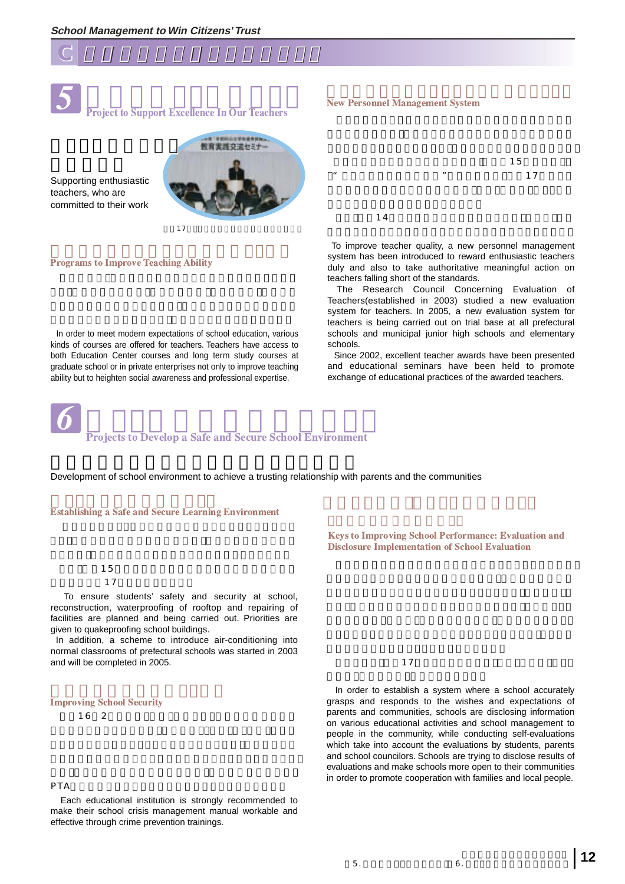# C

## 5 Project to Support Excellence In Our Teachers

Supporting enthusiastic teachers, who are committed to their work

### Programs to Improve Teaching Ability

In order to meet modern expectations of school education, various kinds of courses are offered for teachers. Teachers have access to both Education Center courses and long term study courses at graduate school or in private enterprises not only to improve teaching ability but to heighten social awareness and professional expertise.

### New Personnel Management System

To improve teacher quality, a new personnel management system has been introduced to reward enthusiastic teachers duly and also to take authoritative meaningful action on teachers falling short of the standards.

The Research Council Concerning Evaluation of Teachers(established in 2003) studied a new evaluation system for teachers. In 2005, a new evaluation system for teachers is being carried out on trial base at all prefectural schools and municipal junior high schools and elementary schools.

Since 2002, excellent teacher awards have been presented and educational seminars have been held to promote exchange of educational practices of the awarded teachers.

## 6 Projects to Develop a Safe and Secure School Environment

Development of school environment to achieve a trusting relationship with parents and the communities

### Establishing a Safe and Secure Learning Environment

To ensure students' safety and security at school, reconstruction, waterproofing of rooftop and repairing of facilities are planned and being carried out. Priorities are given to quakeproofing school buildings.

In addition, a scheme to introduce air-conditioning into normal classrooms of prefectural schools was started in 2003 and will be completed in 2005.

### Improving School Security

PTA

Each educational institution is strongly recommended to make their school crisis management manual workable and effective through crime prevention trainings.

### Keys to Improving School Performance: Evaluation and Disclosure Implementation of School Evaluation

In order to establish a system where a school accurately grasps and responds to the wishes and expectations of parents and communities, schools are disclosing information on various educational activities and school management to people in the community, while conducting self-evaluations which take into account the evaluations by students, parents and school councilors. Schools are trying to disclose results of evaluations and make schools more open to their communities in order to promote cooperation with families and local people.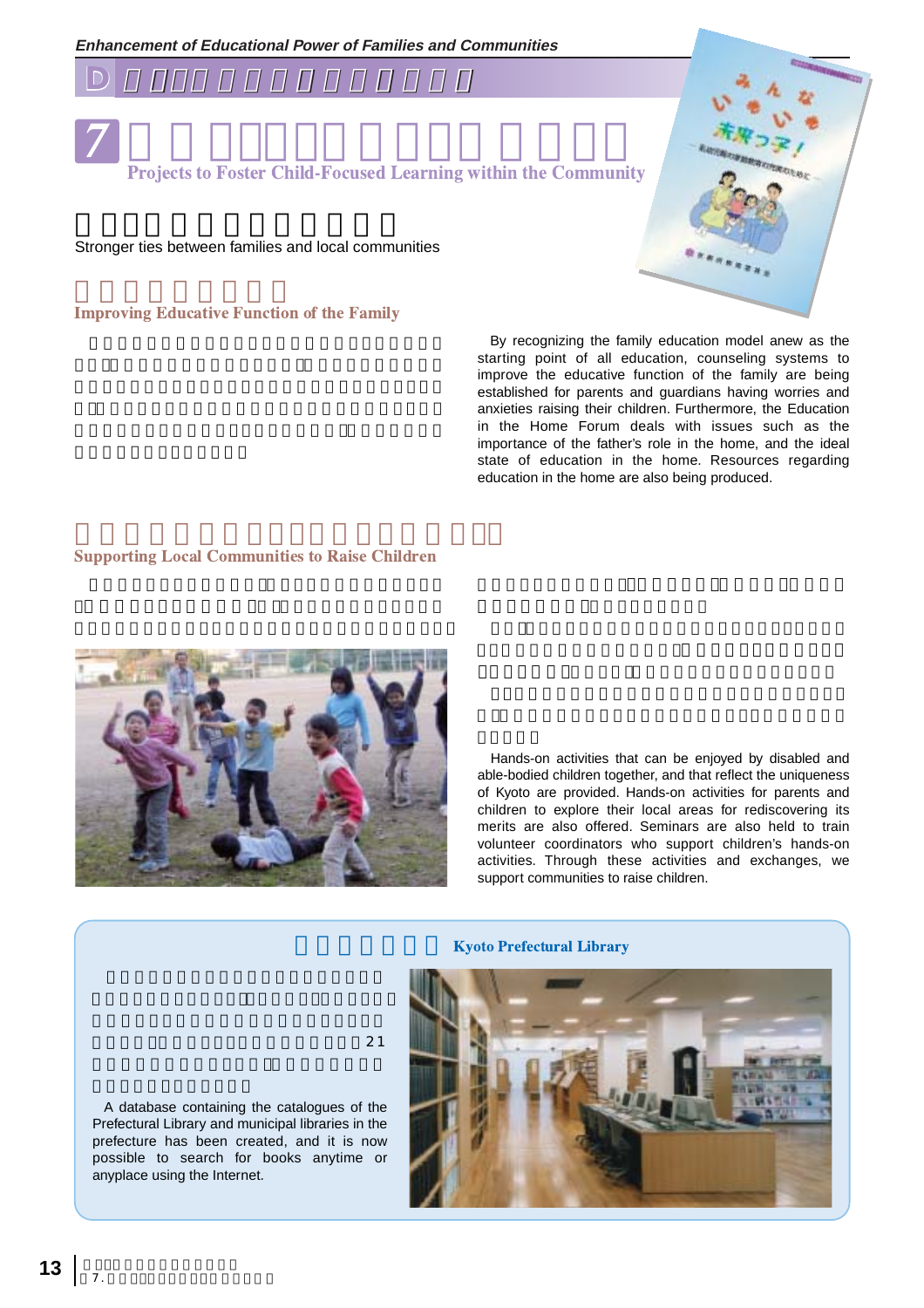*Enhancement of Educational Power of Families and Communities*

## D

# 7

### Projects to Foster Child-Focused Learning within the Community

Stronger ties between families and local communities

## Improving Educative Function of the Family

By recognizing the family education model anew as the starting point of all education, counseling systems to improve the educative function of the family are being established for parents and guardians having worries and anxieties raising their children. Furthermore, the Education in the Home Forum deals with issues such as the importance of the father's role in the home, and the ideal state of education in the home. Resources regarding education in the home are also being produced.

## Supporting Local Communities to Raise Children

Hands-on activities that can be enjoyed by disabled and able-bodied children together, and that reflect the uniqueness of Kyoto are provided. Hands-on activities for parents and children to explore their local areas for rediscovering its merits are also offered. Seminars are also held to train volunteer coordinators who support children's hands-on activities. Through these activities and exchanges, we support communities to raise children.

## Kyoto Prefectural Library

21

A database containing the catalogues of the Prefectural Library and municipal libraries in the prefecture has been created, and it is now possible to search for books anytime or anyplace using the Internet.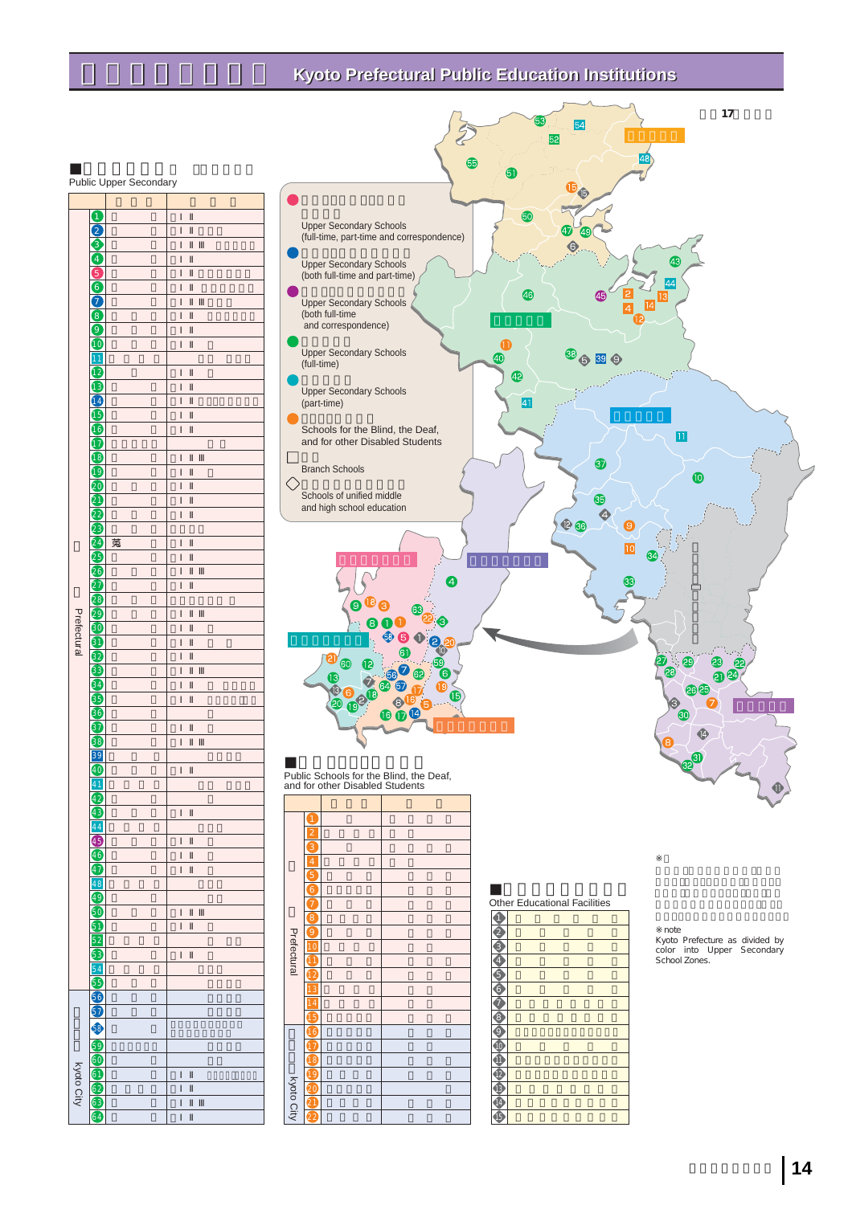# Kyoto Prefectural Public Education Institutions

■ Public Upper Secondary

| | | |
|---|---|---|
| Prefectural | 1 | |
| | 2 | |
| | ... | |
| | 55 | |
| Kyoto City | 56 | |
| | ... | |
| | 64 | |

- Upper Secondary Schools (full-time, part-time and correspondence)
- Upper Secondary Schools (both full-time and part-time)
- Upper Secondary Schools (both full-time and correspondence)
- Upper Secondary Schools (full-time)
- Upper Secondary Schools (part-time)
- Schools for the Blind, the Deaf, and for other Disabled Students
- Branch Schools
- Schools of unified middle and high school education

■ Public Schools for the Blind, the Deaf, and for other Disabled Students

| | | |
|---|---|---|
| Prefectural | 1–15 | |
| Kyoto City | 16–22 | |

■ Other Educational Facilities

| |
|---|
| 1 |
| 2 |
| 3 |
| 4 |
| 5 |
| 6 |
| 7 |
| 8 |
| 9 |
| 10 |
| 11 |
| 12 |
| 13 |
| 14 |
| 15 |

※note
Kyoto Prefecture as divided by color into Upper Secondary School Zones.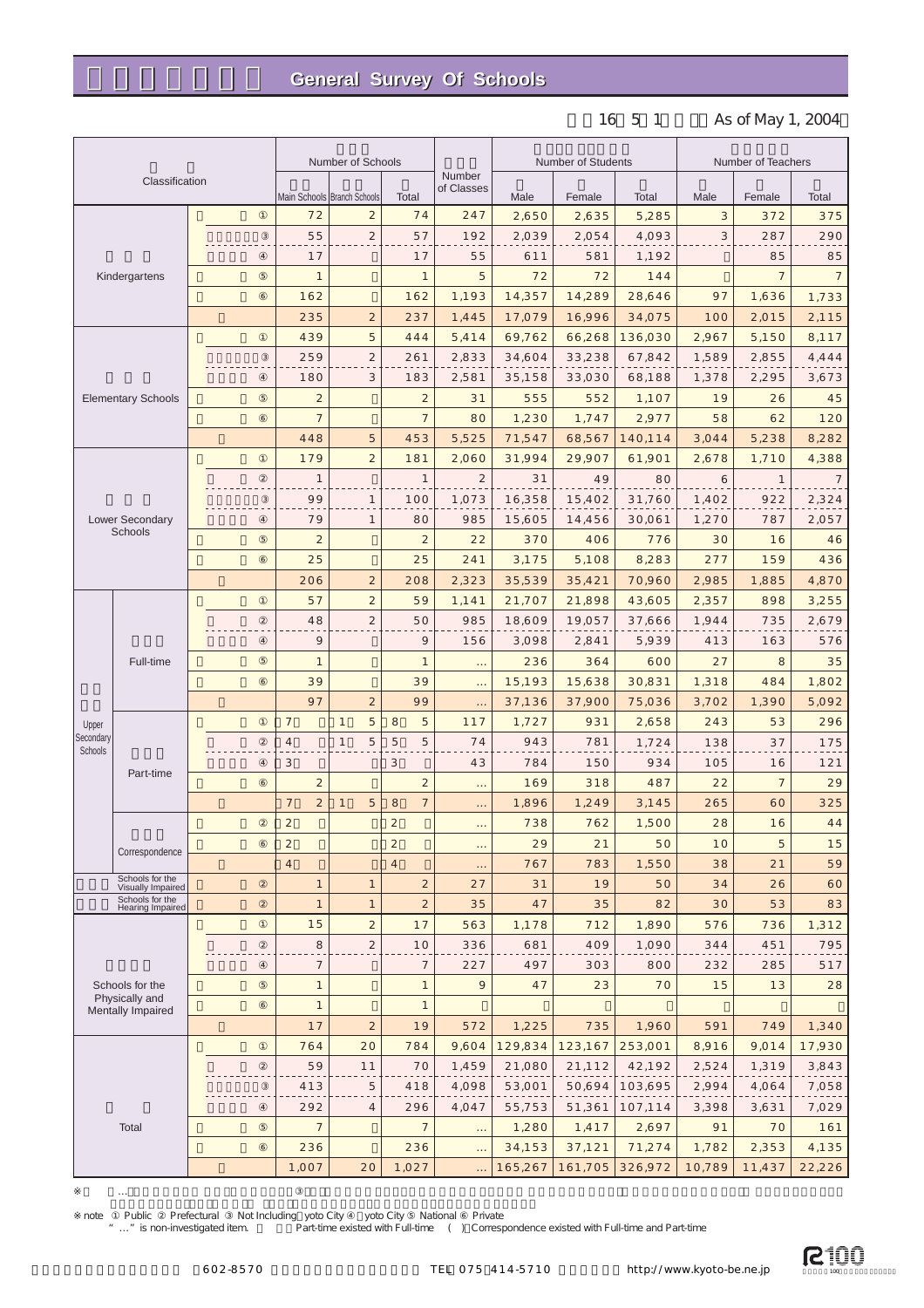# General Survey Of Schools

16 5 1 As of May 1, 2004

| Classification | | | Number of Schools | | | Number of Classes | Number of Students | | | Number of Teachers | | |
|---|---|---|---|---|---|---|---|---|---|---|---|---|
| | | | Main Schools | Branch Schools | Total | | Male | Female | Total | Male | Female | Total |
| Kindergartens | | ① | 72 | 2 | 74 | 247 | 2,650 | 2,635 | 5,285 | 3 | 372 | 375 |
| | | ③ | 55 | 2 | 57 | 192 | 2,039 | 2,054 | 4,093 | 3 | 287 | 290 |
| | | ④ | 17 | | 17 | 55 | 611 | 581 | 1,192 | | 85 | 85 |
| | | ⑤ | 1 | | 1 | 5 | 72 | 72 | 144 | | 7 | 7 |
| | | ⑥ | 162 | | 162 | 1,193 | 14,357 | 14,289 | 28,646 | 97 | 1,636 | 1,733 |
| | | | 235 | 2 | 237 | 1,445 | 17,079 | 16,996 | 34,075 | 100 | 2,015 | 2,115 |
| Elementary Schools | | ① | 439 | 5 | 444 | 5,414 | 69,762 | 66,268 | 136,030 | 2,967 | 5,150 | 8,117 |
| | | ③ | 259 | 2 | 261 | 2,833 | 34,604 | 33,238 | 67,842 | 1,589 | 2,855 | 4,444 |
| | | ④ | 180 | 3 | 183 | 2,581 | 35,158 | 33,030 | 68,188 | 1,378 | 2,295 | 3,673 |
| | | ⑤ | 2 | | 2 | 31 | 555 | 552 | 1,107 | 19 | 26 | 45 |
| | | ⑥ | 7 | | 7 | 80 | 1,230 | 1,747 | 2,977 | 58 | 62 | 120 |
| | | | 448 | 5 | 453 | 5,525 | 71,547 | 68,567 | 140,114 | 3,044 | 5,238 | 8,282 |
| Lower Secondary Schools | | ① | 179 | 2 | 181 | 2,060 | 31,994 | 29,907 | 61,901 | 2,678 | 1,710 | 4,388 |
| | | ② | 1 | | 1 | 2 | 31 | 49 | 80 | 6 | 1 | 7 |
| | | ③ | 99 | 1 | 100 | 1,073 | 16,358 | 15,402 | 31,760 | 1,402 | 922 | 2,324 |
| | | ④ | 79 | 1 | 80 | 985 | 15,605 | 14,456 | 30,061 | 1,270 | 787 | 2,057 |
| | | ⑤ | 2 | | 2 | 22 | 370 | 406 | 776 | 30 | 16 | 46 |
| | | ⑥ | 25 | | 25 | 241 | 3,175 | 5,108 | 8,283 | 277 | 159 | 436 |
| | | | 206 | 2 | 208 | 2,323 | 35,539 | 35,421 | 70,960 | 2,985 | 1,885 | 4,870 |
| Upper Secondary Schools | Full-time | ① | 57 | 2 | 59 | 1,141 | 21,707 | 21,898 | 43,605 | 2,357 | 898 | 3,255 |
| | | ② | 48 | 2 | 50 | 985 | 18,609 | 19,057 | 37,666 | 1,944 | 735 | 2,679 |
| | | ④ | 9 | | 9 | 156 | 3,098 | 2,841 | 5,939 | 413 | 163 | 576 |
| | | ⑤ | 1 | | 1 | … | 236 | 364 | 600 | 27 | 8 | 35 |
| | | ⑥ | 39 | | 39 | … | 15,193 | 15,638 | 30,831 | 1,318 | 484 | 1,802 |
| | | | 97 | 2 | 99 | … | 37,136 | 37,900 | 75,036 | 3,702 | 1,390 | 5,092 |
| | Part-time | ① | 7 | 1 5 | 8 5 | 117 | 1,727 | 931 | 2,658 | 243 | 53 | 296 |
| | | ② | 4 | 1 5 | 5 5 | 74 | 943 | 781 | 1,724 | 138 | 37 | 175 |
| | | ④ | 3 | | 3 | 43 | 784 | 150 | 934 | 105 | 16 | 121 |
| | | ⑥ | 2 | | 2 | … | 169 | 318 | 487 | 22 | 7 | 29 |
| | | | 7 2 | 1 5 | 8 7 | … | 1,896 | 1,249 | 3,145 | 265 | 60 | 325 |
| | Correspondence | ② | 2 | | 2 | … | 738 | 762 | 1,500 | 28 | 16 | 44 |
| | | ⑥ | 2 | | 2 | … | 29 | 21 | 50 | 10 | 5 | 15 |
| | | | 4 | | 4 | … | 767 | 783 | 1,550 | 38 | 21 | 59 |
| Schools for the Visually Impaired | | ② | 1 | 1 | 2 | 27 | 31 | 19 | 50 | 34 | 26 | 60 |
| Schools for the Hearing Impaired | | ② | 1 | 1 | 2 | 35 | 47 | 35 | 82 | 30 | 53 | 83 |
| Schools for the Physically and Mentally Impaired | | ① | 15 | 2 | 17 | 563 | 1,178 | 712 | 1,890 | 576 | 736 | 1,312 |
| | | ② | 8 | 2 | 10 | 336 | 681 | 409 | 1,090 | 344 | 451 | 795 |
| | | ④ | 7 | | 7 | 227 | 497 | 303 | 800 | 232 | 285 | 517 |
| | | ⑤ | 1 | | 1 | 9 | 47 | 23 | 70 | 15 | 13 | 28 |
| | | ⑥ | 1 | | 1 | | | | | | | |
| | | | 17 | 2 | 19 | 572 | 1,225 | 735 | 1,960 | 591 | 749 | 1,340 |
| Total | | ① | 764 | 20 | 784 | 9,604 | 129,834 | 123,167 | 253,001 | 8,916 | 9,014 | 17,930 |
| | | ② | 59 | 11 | 70 | 1,459 | 21,080 | 21,112 | 42,192 | 2,524 | 1,319 | 3,843 |
| | | ③ | 413 | 5 | 418 | 4,098 | 53,001 | 50,694 | 103,695 | 2,994 | 4,064 | 7,058 |
| | | ④ | 292 | 4 | 296 | 4,047 | 55,753 | 51,361 | 107,114 | 3,398 | 3,631 | 7,029 |
| | | ⑤ | 7 | | 7 | … | 1,280 | 1,417 | 2,697 | 91 | 70 | 161 |
| | | ⑥ | 236 | | 236 | … | 34,153 | 37,121 | 71,274 | 1,782 | 2,353 | 4,135 |
| | | | 1,007 | 20 | 1,027 | … | 165,267 | 161,705 | 326,972 | 10,789 | 11,437 | 22,226 |

※ note ① Public ② Prefectural ③ Not Including Kyoto City ④ Kyoto City ⑤ National ⑥ Private
"…" is non-investigated item. Part-time existed with Full-time ( ) Correspondence existed with Full-time and Part-time

602-8570 TEL 075-414-5710 http://www.kyoto-be.ne.jp